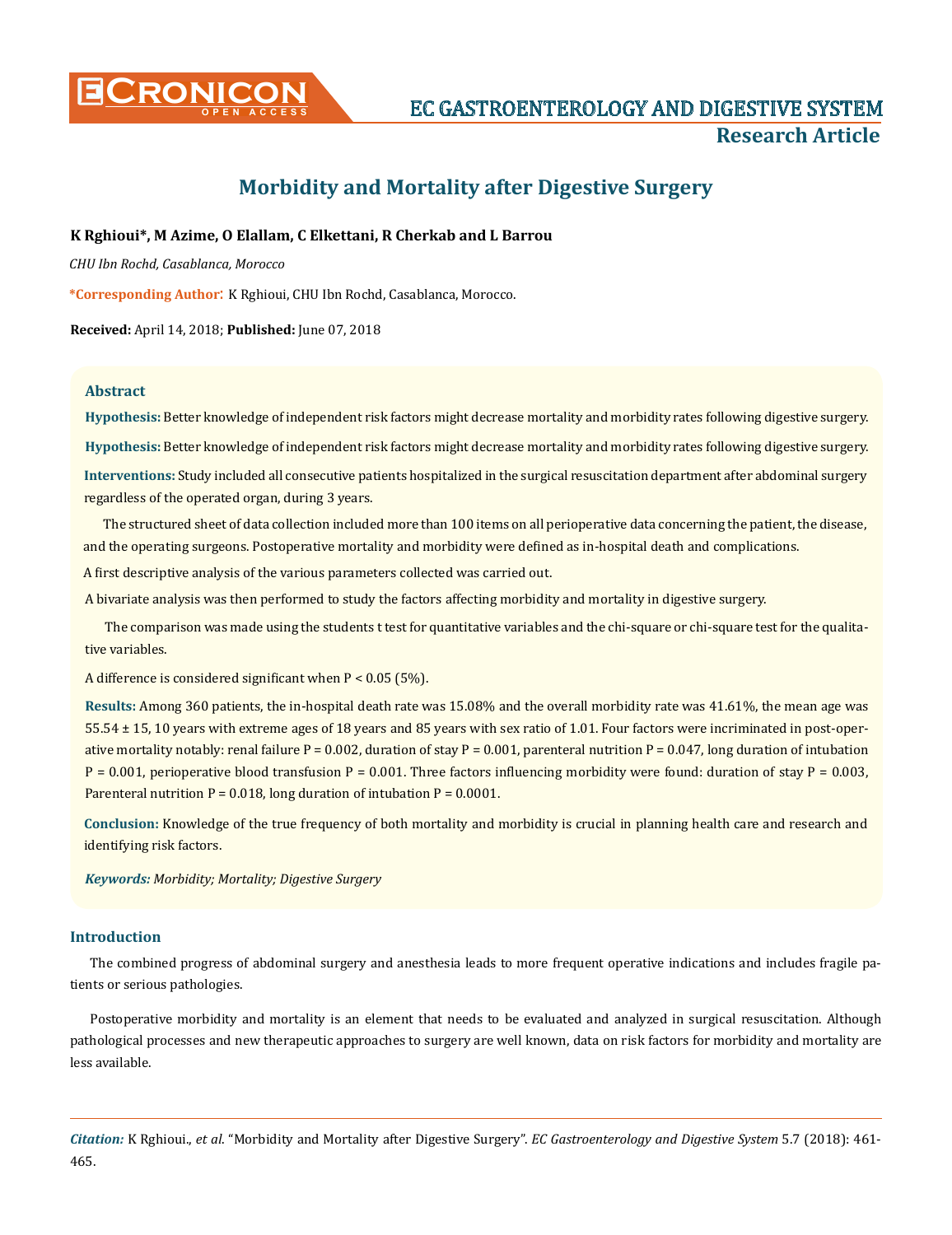# Morbidity and Mortality after Digestive Surgery

**K Rghioui*, M Azime, O Elallam, C Elkettani, R Cherkab and L Barrou**

*CHU Ibn Rochd, Casablanca, Morocco*

***Corresponding Author**: K Rghioui, CHU Ibn Rochd, Casablanca, Morocco.

**Received:** April 14, 2018; **Published:** June 07, 2018

## Abstract

**Hypothesis:** Better knowledge of independent risk factors might decrease mortality and morbidity rates following digestive surgery.

**Hypothesis:** Better knowledge of independent risk factors might decrease mortality and morbidity rates following digestive surgery.

**Interventions:** Study included all consecutive patients hospitalized in the surgical resuscitation department after abdominal surgery regardless of the operated organ, during 3 years.

The structured sheet of data collection included more than 100 items on all perioperative data concerning the patient, the disease, and the operating surgeons. Postoperative mortality and morbidity were defined as in-hospital death and complications.

A first descriptive analysis of the various parameters collected was carried out.

A bivariate analysis was then performed to study the factors affecting morbidity and mortality in digestive surgery.

The comparison was made using the students t test for quantitative variables and the chi-square or chi-square test for the qualitative variables.

A difference is considered significant when P < 0.05 (5%).

**Results:** Among 360 patients, the in-hospital death rate was 15.08% and the overall morbidity rate was 41.61%, the mean age was 55.54 ± 15, 10 years with extreme ages of 18 years and 85 years with sex ratio of 1.01. Four factors were incriminated in post-operative mortality notably: renal failure P = 0.002, duration of stay P = 0.001, parenteral nutrition P = 0.047, long duration of intubation P = 0.001, perioperative blood transfusion P = 0.001. Three factors influencing morbidity were found: duration of stay P = 0.003, Parenteral nutrition P = 0.018, long duration of intubation P = 0.0001.

**Conclusion:** Knowledge of the true frequency of both mortality and morbidity is crucial in planning health care and research and identifying risk factors.

***Keywords:*** *Morbidity; Mortality; Digestive Surgery*

## Introduction

The combined progress of abdominal surgery and anesthesia leads to more frequent operative indications and includes fragile patients or serious pathologies.

Postoperative morbidity and mortality is an element that needs to be evaluated and analyzed in surgical resuscitation. Although pathological processes and new therapeutic approaches to surgery are well known, data on risk factors for morbidity and mortality are less available.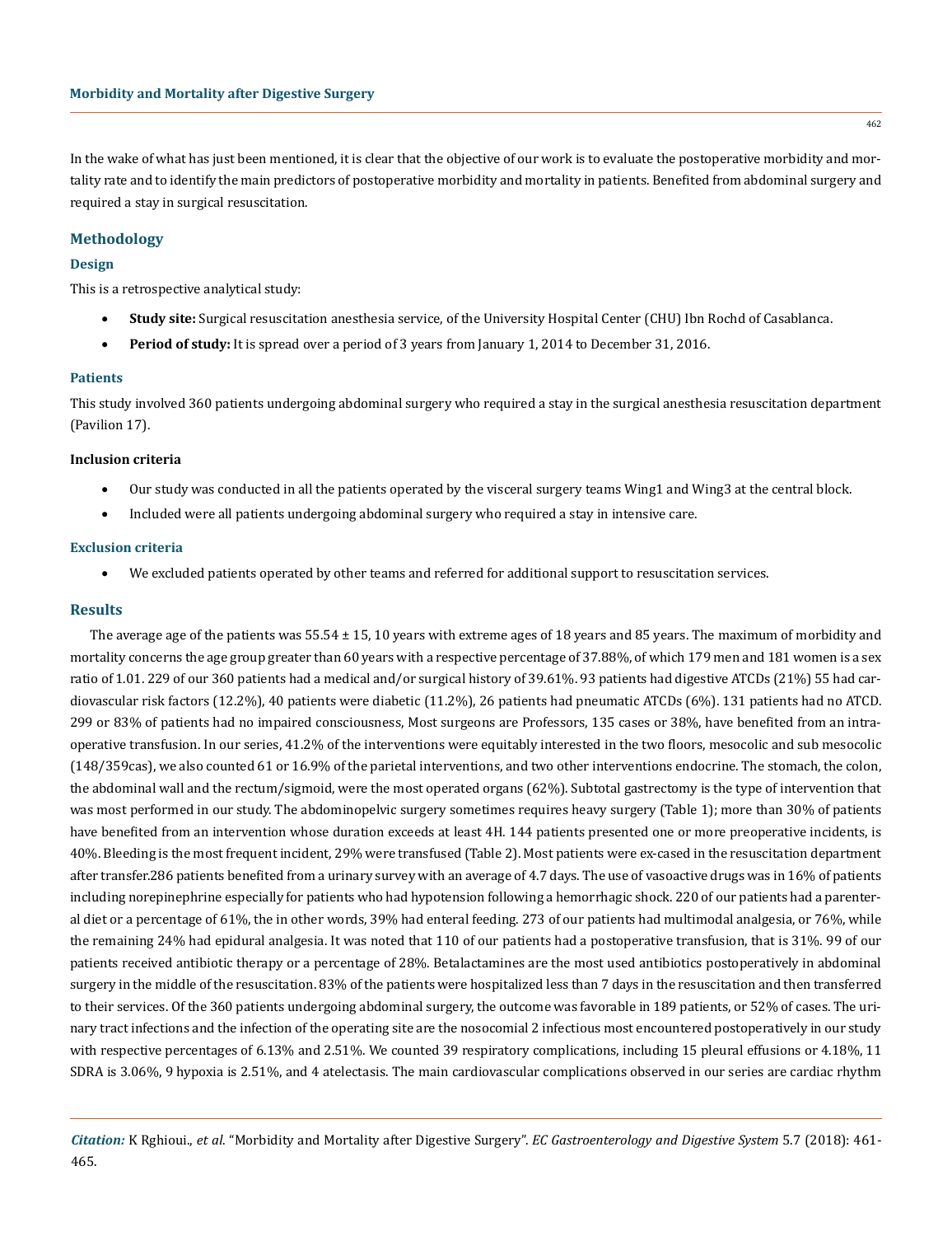In the wake of what has just been mentioned, it is clear that the objective of our work is to evaluate the postoperative morbidity and mortality rate and to identify the main predictors of postoperative morbidity and mortality in patients. Benefited from abdominal surgery and required a stay in surgical resuscitation.

## Methodology

### Design

This is a retrospective analytical study:

- **Study site:** Surgical resuscitation anesthesia service, of the University Hospital Center (CHU) Ibn Rochd of Casablanca.
- **Period of study:** It is spread over a period of 3 years from January 1, 2014 to December 31, 2016.

### Patients

This study involved 360 patients undergoing abdominal surgery who required a stay in the surgical anesthesia resuscitation department (Pavilion 17).

#### Inclusion criteria

- Our study was conducted in all the patients operated by the visceral surgery teams Wing1 and Wing3 at the central block.
- Included were all patients undergoing abdominal surgery who required a stay in intensive care.

### Exclusion criteria

- We excluded patients operated by other teams and referred for additional support to resuscitation services.

## Results

The average age of the patients was 55.54 ± 15, 10 years with extreme ages of 18 years and 85 years. The maximum of morbidity and mortality concerns the age group greater than 60 years with a respective percentage of 37.88%, of which 179 men and 181 women is a sex ratio of 1.01. 229 of our 360 patients had a medical and/or surgical history of 39.61%. 93 patients had digestive ATCDs (21%) 55 had cardiovascular risk factors (12.2%), 40 patients were diabetic (11.2%), 26 patients had pneumatic ATCDs (6%). 131 patients had no ATCD. 299 or 83% of patients had no impaired consciousness, Most surgeons are Professors, 135 cases or 38%, have benefited from an intraoperative transfusion. In our series, 41.2% of the interventions were equitably interested in the two floors, mesocolic and sub mesocolic (148/359cas), we also counted 61 or 16.9% of the parietal interventions, and two other interventions endocrine. The stomach, the colon, the abdominal wall and the rectum/sigmoid, were the most operated organs (62%). Subtotal gastrectomy is the type of intervention that was most performed in our study. The abdominopelvic surgery sometimes requires heavy surgery (Table 1); more than 30% of patients have benefited from an intervention whose duration exceeds at least 4H. 144 patients presented one or more preoperative incidents, is 40%. Bleeding is the most frequent incident, 29% were transfused (Table 2). Most patients were ex-cased in the resuscitation department after transfer.286 patients benefited from a urinary survey with an average of 4.7 days. The use of vasoactive drugs was in 16% of patients including norepinephrine especially for patients who had hypotension following a hemorrhagic shock. 220 of our patients had a parenteral diet or a percentage of 61%, the in other words, 39% had enteral feeding. 273 of our patients had multimodal analgesia, or 76%, while the remaining 24% had epidural analgesia. It was noted that 110 of our patients had a postoperative transfusion, that is 31%. 99 of our patients received antibiotic therapy or a percentage of 28%. Betalactamines are the most used antibiotics postoperatively in abdominal surgery in the middle of the resuscitation. 83% of the patients were hospitalized less than 7 days in the resuscitation and then transferred to their services. Of the 360 patients undergoing abdominal surgery, the outcome was favorable in 189 patients, or 52% of cases. The urinary tract infections and the infection of the operating site are the nosocomial 2 infectious most encountered postoperatively in our study with respective percentages of 6.13% and 2.51%. We counted 39 respiratory complications, including 15 pleural effusions or 4.18%, 11 SDRA is 3.06%, 9 hypoxia is 2.51%, and 4 atelectasis. The main cardiovascular complications observed in our series are cardiac rhythm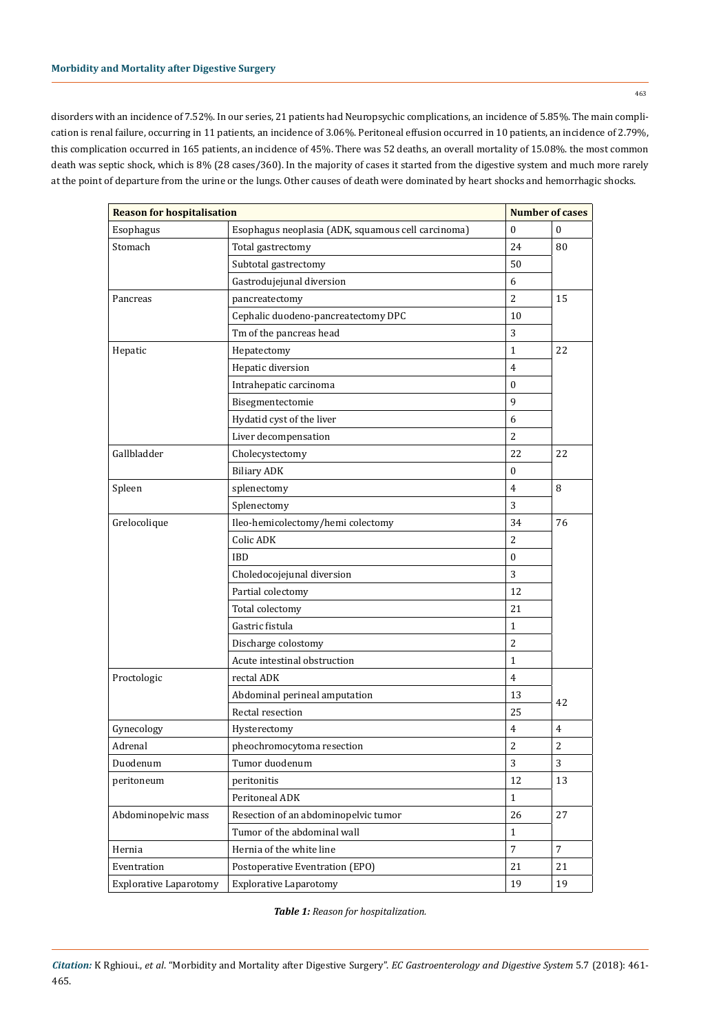disorders with an incidence of 7.52%. In our series, 21 patients had Neuropsychic complications, an incidence of 5.85%. The main complication is renal failure, occurring in 11 patients, an incidence of 3.06%. Peritoneal effusion occurred in 10 patients, an incidence of 2.79%, this complication occurred in 165 patients, an incidence of 45%. There was 52 deaths, an overall mortality of 15.08%. the most common death was septic shock, which is 8% (28 cases/360). In the majority of cases it started from the digestive system and much more rarely at the point of departure from the urine or the lungs. Other causes of death were dominated by heart shocks and hemorrhagic shocks.

| Reason for hospitalisation | | Number of cases | |
|---|---|---|---|
| Esophagus | Esophagus neoplasia (ADK, squamous cell carcinoma) | 0 | 0 |
| Stomach | Total gastrectomy | 24 | 80 |
| | Subtotal gastrectomy | 50 | |
| | Gastrodujejunal diversion | 6 | |
| Pancreas | pancreatectomy | 2 | 15 |
| | Cephalic duodeno-pancreatectomy DPC | 10 | |
| | Tm of the pancreas head | 3 | |
| Hepatic | Hepatectomy | 1 | 22 |
| | Hepatic diversion | 4 | |
| | Intrahepatic carcinoma | 0 | |
| | Bisegmentectomie | 9 | |
| | Hydatid cyst of the liver | 6 | |
| | Liver decompensation | 2 | |
| Gallbladder | Cholecystectomy | 22 | 22 |
| | Biliary ADK | 0 | |
| Spleen | splenectomy | 4 | 8 |
| | Splenectomy | 3 | |
| Grelocolique | Ileo-hemicolectomy/hemi colectomy | 34 | 76 |
| | Colic ADK | 2 | |
| | IBD | 0 | |
| | Choledocojejunal diversion | 3 | |
| | Partial colectomy | 12 | |
| | Total colectomy | 21 | |
| | Gastric fistula | 1 | |
| | Discharge colostomy | 2 | |
| | Acute intestinal obstruction | 1 | |
| Proctologic | rectal ADK | 4 | 42 |
| | Abdominal perineal amputation | 13 | |
| | Rectal resection | 25 | |
| Gynecology | Hysterectomy | 4 | 4 |
| Adrenal | pheochromocytoma resection | 2 | 2 |
| Duodenum | Tumor duodenum | 3 | 3 |
| peritoneum | peritonitis | 12 | 13 |
| | Peritoneal ADK | 1 | |
| Abdominopelvic mass | Resection of an abdominopelvic tumor | 26 | 27 |
| | Tumor of the abdominal wall | 1 | |
| Hernia | Hernia of the white line | 7 | 7 |
| Eventration | Postoperative Eventration (EPO) | 21 | 21 |
| Explorative Laparotomy | Explorative Laparotomy | 19 | 19 |

***Table 1:*** *Reason for hospitalization.*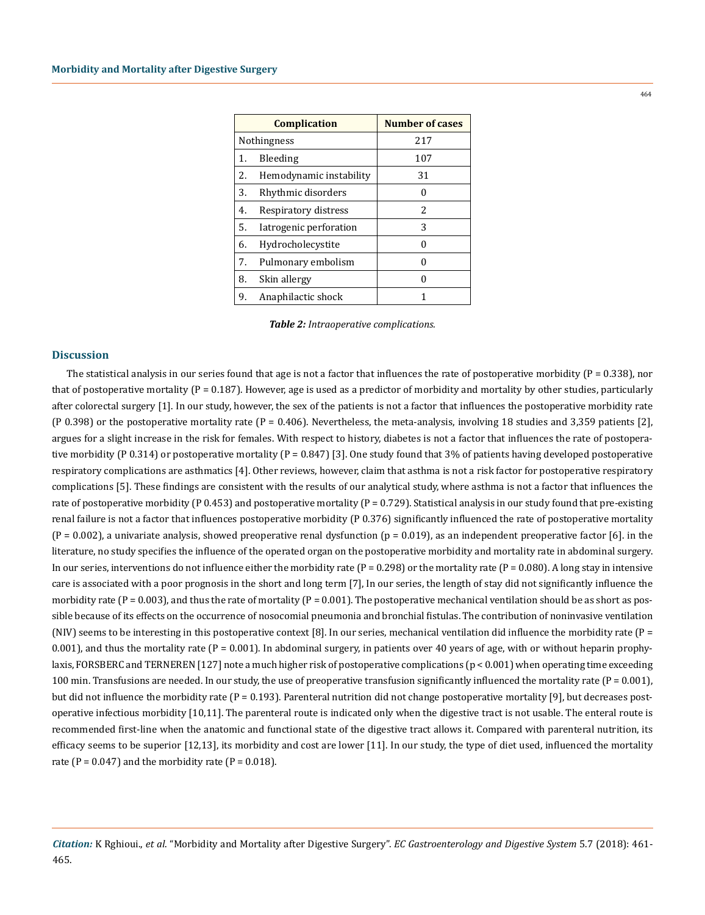| Complication | Number of cases |
|---|---|
| Nothingness | 217 |
| 1. Bleeding | 107 |
| 2. Hemodynamic instability | 31 |
| 3. Rhythmic disorders | 0 |
| 4. Respiratory distress | 2 |
| 5. Iatrogenic perforation | 3 |
| 6. Hydrocholecystite | 0 |
| 7. Pulmonary embolism | 0 |
| 8. Skin allergy | 0 |
| 9. Anaphilactic shock | 1 |

***Table 2:*** *Intraoperative complications.*

## Discussion

The statistical analysis in our series found that age is not a factor that influences the rate of postoperative morbidity (P = 0.338), nor that of postoperative mortality (P = 0.187). However, age is used as a predictor of morbidity and mortality by other studies, particularly after colorectal surgery [1]. In our study, however, the sex of the patients is not a factor that influences the postoperative morbidity rate (P 0.398) or the postoperative mortality rate (P = 0.406). Nevertheless, the meta-analysis, involving 18 studies and 3,359 patients [2], argues for a slight increase in the risk for females. With respect to history, diabetes is not a factor that influences the rate of postoperative morbidity (P 0.314) or postoperative mortality (P = 0.847) [3]. One study found that 3% of patients having developed postoperative respiratory complications are asthmatics [4]. Other reviews, however, claim that asthma is not a risk factor for postoperative respiratory complications [5]. These findings are consistent with the results of our analytical study, where asthma is not a factor that influences the rate of postoperative morbidity (P 0.453) and postoperative mortality (P = 0.729). Statistical analysis in our study found that pre-existing renal failure is not a factor that influences postoperative morbidity (P 0.376) significantly influenced the rate of postoperative mortality (P = 0.002), a univariate analysis, showed preoperative renal dysfunction (p = 0.019), as an independent preoperative factor [6]. in the literature, no study specifies the influence of the operated organ on the postoperative morbidity and mortality rate in abdominal surgery. In our series, interventions do not influence either the morbidity rate (P = 0.298) or the mortality rate (P = 0.080). A long stay in intensive care is associated with a poor prognosis in the short and long term [7], In our series, the length of stay did not significantly influence the morbidity rate (P = 0.003), and thus the rate of mortality (P = 0.001). The postoperative mechanical ventilation should be as short as possible because of its effects on the occurrence of nosocomial pneumonia and bronchial fistulas. The contribution of noninvasive ventilation (NIV) seems to be interesting in this postoperative context [8]. In our series, mechanical ventilation did influence the morbidity rate (P = 0.001), and thus the mortality rate (P = 0.001). In abdominal surgery, in patients over 40 years of age, with or without heparin prophylaxis, FORSBERC and TERNEREN [127] note a much higher risk of postoperative complications (p < 0.001) when operating time exceeding 100 min. Transfusions are needed. In our study, the use of preoperative transfusion significantly influenced the mortality rate (P = 0.001), but did not influence the morbidity rate (P = 0.193). Parenteral nutrition did not change postoperative mortality [9], but decreases postoperative infectious morbidity [10,11]. The parenteral route is indicated only when the digestive tract is not usable. The enteral route is recommended first-line when the anatomic and functional state of the digestive tract allows it. Compared with parenteral nutrition, its efficacy seems to be superior [12,13], its morbidity and cost are lower [11]. In our study, the type of diet used, influenced the mortality rate (P = 0.047) and the morbidity rate (P = 0.018).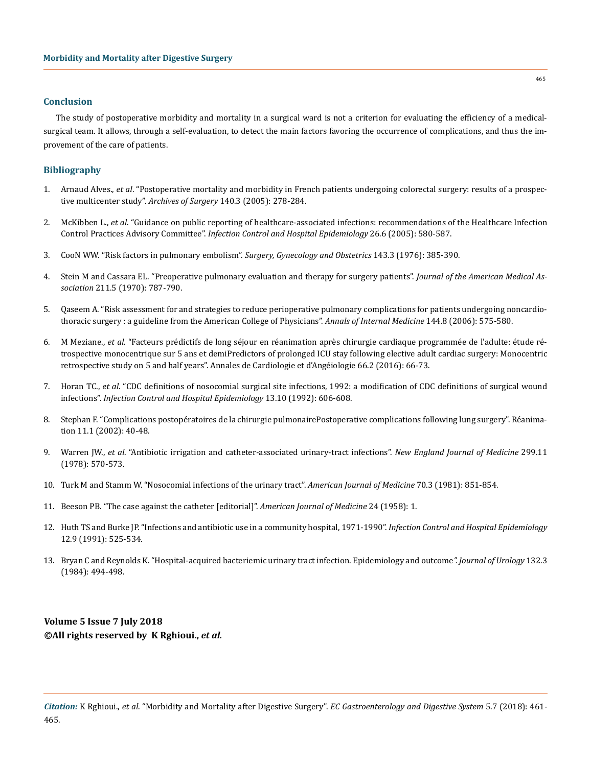## Conclusion

The study of postoperative morbidity and mortality in a surgical ward is not a criterion for evaluating the efficiency of a medical-surgical team. It allows, through a self-evaluation, to detect the main factors favoring the occurrence of complications, and thus the improvement of the care of patients.

## Bibliography

1. Arnaud Alves., *et al*. "Postoperative mortality and morbidity in French patients undergoing colorectal surgery: results of a prospective multicenter study". *Archives of Surgery* 140.3 (2005): 278-284.
2. McKibben L., *et al*. "Guidance on public reporting of healthcare-associated infections: recommendations of the Healthcare Infection Control Practices Advisory Committee". *Infection Control and Hospital Epidemiology* 26.6 (2005): 580-587.
3. CooN WW. "Risk factors in pulmonary embolism". *Surgery, Gynecology and Obstetrics* 143.3 (1976): 385-390.
4. Stein M and Cassara EL. "Preoperative pulmonary evaluation and therapy for surgery patients". *Journal of the American Medical Association* 211.5 (1970): 787-790.
5. Qaseem A. "Risk assessment for and strategies to reduce perioperative pulmonary complications for patients undergoing noncardiothoracic surgery : a guideline from the American College of Physicians". *Annals of Internal Medicine* 144.8 (2006): 575-580.
6. M Meziane., *et al*. "Facteurs prédictifs de long séjour en réanimation après chirurgie cardiaque programmée de l'adulte: étude rétrospective monocentrique sur 5 ans et demiPredictors of prolonged ICU stay following elective adult cardiac surgery: Monocentric retrospective study on 5 and half years". Annales de Cardiologie et d'Angéiologie 66.2 (2016): 66-73.
7. Horan TC., *et al*. "CDC definitions of nosocomial surgical site infections, 1992: a modification of CDC definitions of surgical wound infections". *Infection Control and Hospital Epidemiology* 13.10 (1992): 606-608.
8. Stephan F. "Complications postopératoires de la chirurgie pulmonairePostoperative complications following lung surgery". Réanimation 11.1 (2002): 40-48.
9. Warren JW., *et al*. "Antibiotic irrigation and catheter-associated urinary-tract infections". *New England Journal of Medicine* 299.11 (1978): 570-573.
10. Turk M and Stamm W. "Nosocomial infections of the urinary tract". *American Journal of Medicine* 70.3 (1981): 851-854.
11. Beeson PB. "The case against the catheter [editorial]". *American Journal of Medicine* 24 (1958): 1.
12. Huth TS and Burke JP. "Infections and antibiotic use in a community hospital, 1971-1990". *Infection Control and Hospital Epidemiology* 12.9 (1991): 525-534.
13. Bryan C and Reynolds K. "Hospital-acquired bacteriemic urinary tract infection. Epidemiology and outcome". *Journal of Urology* 132.3 (1984): 494-498.

**Volume 5 Issue 7 July 2018**
**©All rights reserved by K Rghioui., *et al.***